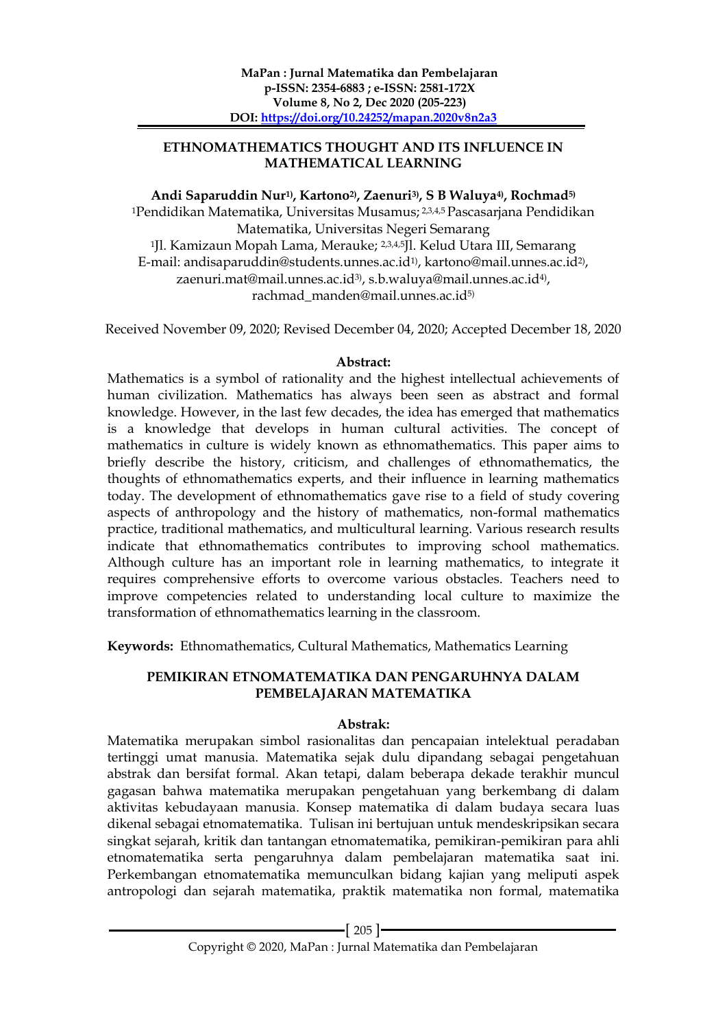**MaPan : Jurnal Matematika dan Pembelajaran**
**p-ISSN: 2354-6883 ; e-ISSN: 2581-172X**
**Volume 8, No 2, Dec 2020 (205-223)**
**DOI: https://doi.org/10.24252/mapan.2020v8n2a3**

# ETHNOMATHEMATICS THOUGHT AND ITS INFLUENCE IN MATHEMATICAL LEARNING

**Andi Saparuddin Nur[1], Kartono[2], Zaenuri[3], S B Waluya[4], Rochmad[5]**

[1]Pendidikan Matematika, Universitas Musamus; [2,3,4,5] Pascasarjana Pendidikan Matematika, Universitas Negeri Semarang

[1]Jl. Kamizaun Mopah Lama, Merauke; [2,3,4,5]Jl. Kelud Utara III, Semarang

E-mail: andisaparuddin@students.unnes.ac.id[1], kartono@mail.unnes.ac.id[2], zaenuri.mat@mail.unnes.ac.id[3], s.b.waluya@mail.unnes.ac.id[4], rachmad_manden@mail.unnes.ac.id[5]

Received November 09, 2020; Revised December 04, 2020; Accepted December 18, 2020

## Abstract:

Mathematics is a symbol of rationality and the highest intellectual achievements of human civilization. Mathematics has always been seen as abstract and formal knowledge. However, in the last few decades, the idea has emerged that mathematics is a knowledge that develops in human cultural activities. The concept of mathematics in culture is widely known as ethnomathematics. This paper aims to briefly describe the history, criticism, and challenges of ethnomathematics, the thoughts of ethnomathematics experts, and their influence in learning mathematics today. The development of ethnomathematics gave rise to a field of study covering aspects of anthropology and the history of mathematics, non-formal mathematics practice, traditional mathematics, and multicultural learning. Various research results indicate that ethnomathematics contributes to improving school mathematics. Although culture has an important role in learning mathematics, to integrate it requires comprehensive efforts to overcome various obstacles. Teachers need to improve competencies related to understanding local culture to maximize the transformation of ethnomathematics learning in the classroom.

**Keywords:** Ethnomathematics, Cultural Mathematics, Mathematics Learning

# PEMIKIRAN ETNOMATEMATIKA DAN PENGARUHNYA DALAM PEMBELAJARAN MATEMATIKA

## Abstrak:

Matematika merupakan simbol rasionalitas dan pencapaian intelektual peradaban tertinggi umat manusia. Matematika sejak dulu dipandang sebagai pengetahuan abstrak dan bersifat formal. Akan tetapi, dalam beberapa dekade terakhir muncul gagasan bahwa matematika merupakan pengetahuan yang berkembang di dalam aktivitas kebudayaan manusia. Konsep matematika di dalam budaya secara luas dikenal sebagai etnomatematika. Tulisan ini bertujuan untuk mendeskripsikan secara singkat sejarah, kritik dan tantangan etnomatematika, pemikiran-pemikiran para ahli etnomatematika serta pengaruhnya dalam pembelajaran matematika saat ini. Perkembangan etnomatematika memunculkan bidang kajian yang meliputi aspek antropologi dan sejarah matematika, praktik matematika non formal, matematika

Copyright © 2020, MaPan : Jurnal Matematika dan Pembelajaran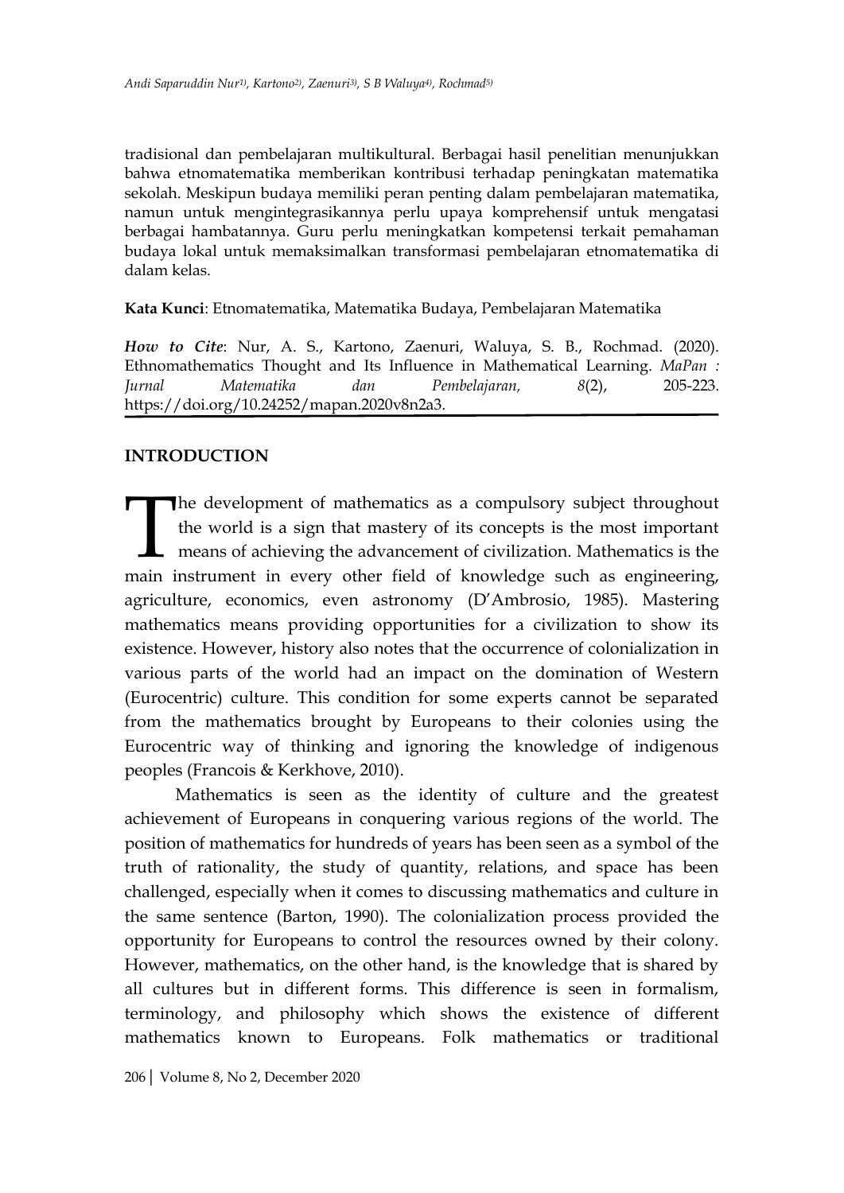tradisional dan pembelajaran multikultural. Berbagai hasil penelitian menunjukkan bahwa etnomatematika memberikan kontribusi terhadap peningkatan matematika sekolah. Meskipun budaya memiliki peran penting dalam pembelajaran matematika, namun untuk mengintegrasikannya perlu upaya komprehensif untuk mengatasi berbagai hambatannya. Guru perlu meningkatkan kompetensi terkait pemahaman budaya lokal untuk memaksimalkan transformasi pembelajaran etnomatematika di dalam kelas.

**Kata Kunci**: Etnomatematika, Matematika Budaya, Pembelajaran Matematika

***How to Cite***: Nur, A. S., Kartono, Zaenuri, Waluya, S. B., Rochmad. (2020). Ethnomathematics Thought and Its Influence in Mathematical Learning. *MaPan : Jurnal Matematika dan Pembelajaran, 8*(2), 205-223. https://doi.org/10.24252/mapan.2020v8n2a3.

## INTRODUCTION

The development of mathematics as a compulsory subject throughout the world is a sign that mastery of its concepts is the most important means of achieving the advancement of civilization. Mathematics is the main instrument in every other field of knowledge such as engineering, agriculture, economics, even astronomy (D'Ambrosio, 1985). Mastering mathematics means providing opportunities for a civilization to show its existence. However, history also notes that the occurrence of colonialization in various parts of the world had an impact on the domination of Western (Eurocentric) culture. This condition for some experts cannot be separated from the mathematics brought by Europeans to their colonies using the Eurocentric way of thinking and ignoring the knowledge of indigenous peoples (Francois & Kerkhove, 2010).

Mathematics is seen as the identity of culture and the greatest achievement of Europeans in conquering various regions of the world. The position of mathematics for hundreds of years has been seen as a symbol of the truth of rationality, the study of quantity, relations, and space has been challenged, especially when it comes to discussing mathematics and culture in the same sentence (Barton, 1990). The colonialization process provided the opportunity for Europeans to control the resources owned by their colony. However, mathematics, on the other hand, is the knowledge that is shared by all cultures but in different forms. This difference is seen in formalism, terminology, and philosophy which shows the existence of different mathematics known to Europeans. Folk mathematics or traditional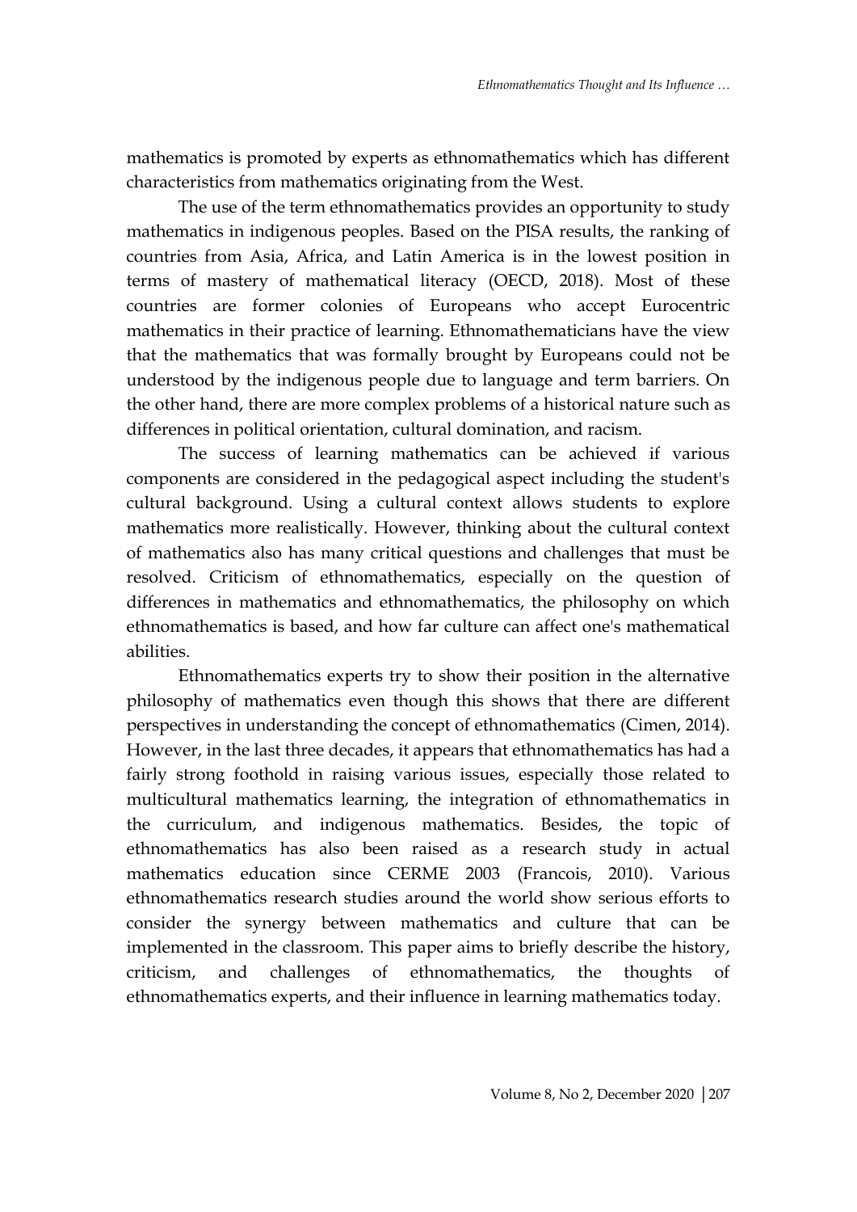mathematics is promoted by experts as ethnomathematics which has different characteristics from mathematics originating from the West.

The use of the term ethnomathematics provides an opportunity to study mathematics in indigenous peoples. Based on the PISA results, the ranking of countries from Asia, Africa, and Latin America is in the lowest position in terms of mastery of mathematical literacy (OECD, 2018). Most of these countries are former colonies of Europeans who accept Eurocentric mathematics in their practice of learning. Ethnomathematicians have the view that the mathematics that was formally brought by Europeans could not be understood by the indigenous people due to language and term barriers. On the other hand, there are more complex problems of a historical nature such as differences in political orientation, cultural domination, and racism.

The success of learning mathematics can be achieved if various components are considered in the pedagogical aspect including the student's cultural background. Using a cultural context allows students to explore mathematics more realistically. However, thinking about the cultural context of mathematics also has many critical questions and challenges that must be resolved. Criticism of ethnomathematics, especially on the question of differences in mathematics and ethnomathematics, the philosophy on which ethnomathematics is based, and how far culture can affect one's mathematical abilities.

Ethnomathematics experts try to show their position in the alternative philosophy of mathematics even though this shows that there are different perspectives in understanding the concept of ethnomathematics (Cimen, 2014). However, in the last three decades, it appears that ethnomathematics has had a fairly strong foothold in raising various issues, especially those related to multicultural mathematics learning, the integration of ethnomathematics in the curriculum, and indigenous mathematics. Besides, the topic of ethnomathematics has also been raised as a research study in actual mathematics education since CERME 2003 (Francois, 2010). Various ethnomathematics research studies around the world show serious efforts to consider the synergy between mathematics and culture that can be implemented in the classroom. This paper aims to briefly describe the history, criticism, and challenges of ethnomathematics, the thoughts of ethnomathematics experts, and their influence in learning mathematics today.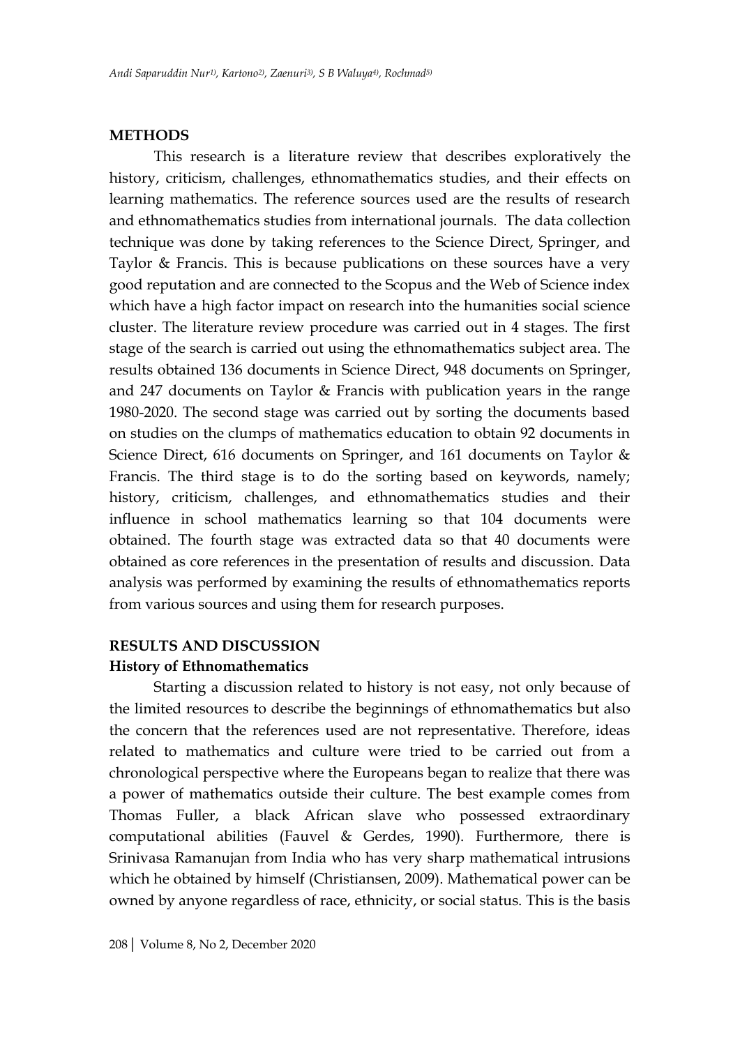## METHODS

This research is a literature review that describes exploratively the history, criticism, challenges, ethnomathematics studies, and their effects on learning mathematics. The reference sources used are the results of research and ethnomathematics studies from international journals. The data collection technique was done by taking references to the Science Direct, Springer, and Taylor & Francis. This is because publications on these sources have a very good reputation and are connected to the Scopus and the Web of Science index which have a high factor impact on research into the humanities social science cluster. The literature review procedure was carried out in 4 stages. The first stage of the search is carried out using the ethnomathematics subject area. The results obtained 136 documents in Science Direct, 948 documents on Springer, and 247 documents on Taylor & Francis with publication years in the range 1980-2020. The second stage was carried out by sorting the documents based on studies on the clumps of mathematics education to obtain 92 documents in Science Direct, 616 documents on Springer, and 161 documents on Taylor & Francis. The third stage is to do the sorting based on keywords, namely; history, criticism, challenges, and ethnomathematics studies and their influence in school mathematics learning so that 104 documents were obtained. The fourth stage was extracted data so that 40 documents were obtained as core references in the presentation of results and discussion. Data analysis was performed by examining the results of ethnomathematics reports from various sources and using them for research purposes.

## RESULTS AND DISCUSSION

### History of Ethnomathematics

Starting a discussion related to history is not easy, not only because of the limited resources to describe the beginnings of ethnomathematics but also the concern that the references used are not representative. Therefore, ideas related to mathematics and culture were tried to be carried out from a chronological perspective where the Europeans began to realize that there was a power of mathematics outside their culture. The best example comes from Thomas Fuller, a black African slave who possessed extraordinary computational abilities (Fauvel & Gerdes, 1990). Furthermore, there is Srinivasa Ramanujan from India who has very sharp mathematical intrusions which he obtained by himself (Christiansen, 2009). Mathematical power can be owned by anyone regardless of race, ethnicity, or social status. This is the basis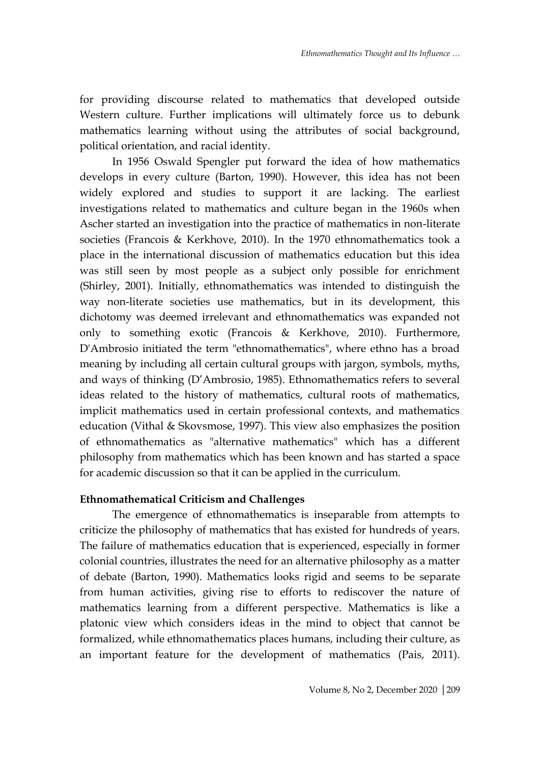for providing discourse related to mathematics that developed outside Western culture. Further implications will ultimately force us to debunk mathematics learning without using the attributes of social background, political orientation, and racial identity.

In 1956 Oswald Spengler put forward the idea of how mathematics develops in every culture (Barton, 1990). However, this idea has not been widely explored and studies to support it are lacking. The earliest investigations related to mathematics and culture began in the 1960s when Ascher started an investigation into the practice of mathematics in non-literate societies (Francois & Kerkhove, 2010). In the 1970 ethnomathematics took a place in the international discussion of mathematics education but this idea was still seen by most people as a subject only possible for enrichment (Shirley, 2001). Initially, ethnomathematics was intended to distinguish the way non-literate societies use mathematics, but in its development, this dichotomy was deemed irrelevant and ethnomathematics was expanded not only to something exotic (Francois & Kerkhove, 2010). Furthermore, D'Ambrosio initiated the term "ethnomathematics", where ethno has a broad meaning by including all certain cultural groups with jargon, symbols, myths, and ways of thinking (D'Ambrosio, 1985). Ethnomathematics refers to several ideas related to the history of mathematics, cultural roots of mathematics, implicit mathematics used in certain professional contexts, and mathematics education (Vithal & Skovsmose, 1997). This view also emphasizes the position of ethnomathematics as "alternative mathematics" which has a different philosophy from mathematics which has been known and has started a space for academic discussion so that it can be applied in the curriculum.

**Ethnomathematical Criticism and Challenges**

The emergence of ethnomathematics is inseparable from attempts to criticize the philosophy of mathematics that has existed for hundreds of years. The failure of mathematics education that is experienced, especially in former colonial countries, illustrates the need for an alternative philosophy as a matter of debate (Barton, 1990). Mathematics looks rigid and seems to be separate from human activities, giving rise to efforts to rediscover the nature of mathematics learning from a different perspective. Mathematics is like a platonic view which considers ideas in the mind to object that cannot be formalized, while ethnomathematics places humans, including their culture, as an important feature for the development of mathematics (Pais, 2011).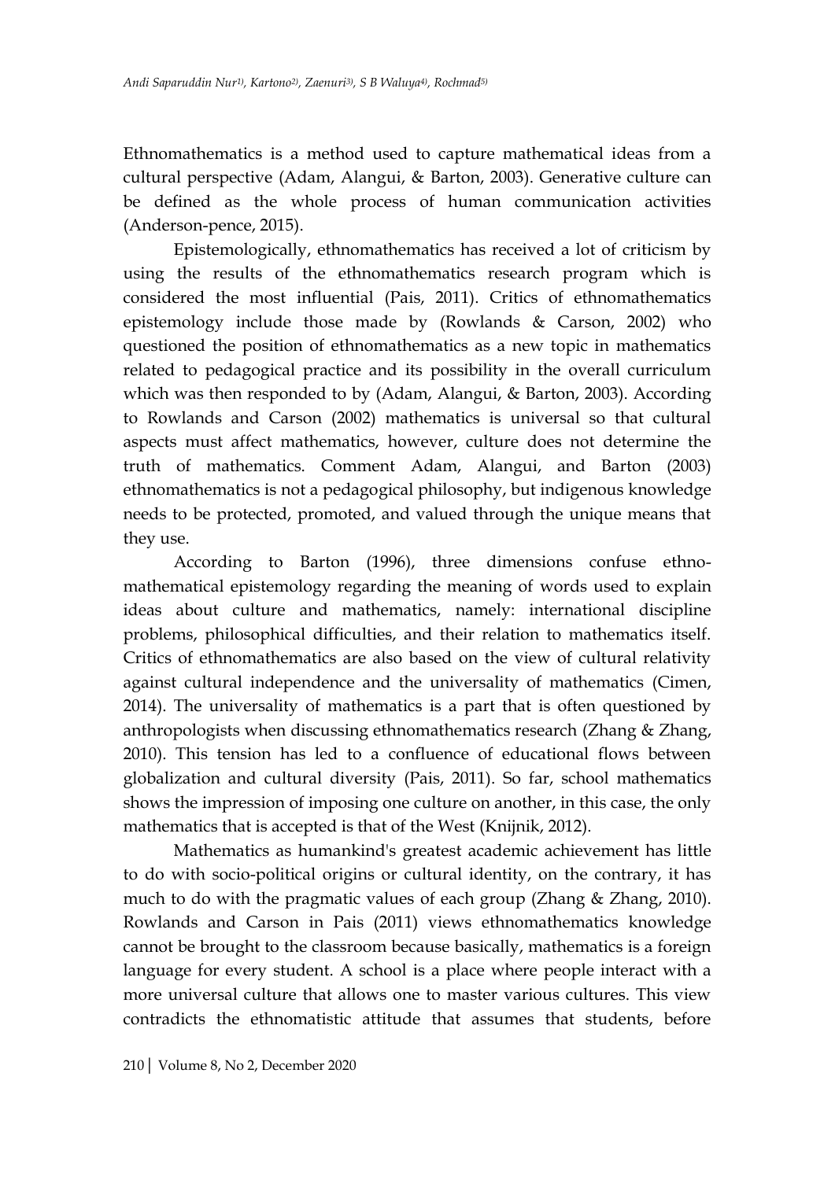Ethnomathematics is a method used to capture mathematical ideas from a cultural perspective (Adam, Alangui, & Barton, 2003). Generative culture can be defined as the whole process of human communication activities (Anderson-pence, 2015).

Epistemologically, ethnomathematics has received a lot of criticism by using the results of the ethnomathematics research program which is considered the most influential (Pais, 2011). Critics of ethnomathematics epistemology include those made by (Rowlands & Carson, 2002) who questioned the position of ethnomathematics as a new topic in mathematics related to pedagogical practice and its possibility in the overall curriculum which was then responded to by (Adam, Alangui, & Barton, 2003). According to Rowlands and Carson (2002) mathematics is universal so that cultural aspects must affect mathematics, however, culture does not determine the truth of mathematics. Comment Adam, Alangui, and Barton (2003) ethnomathematics is not a pedagogical philosophy, but indigenous knowledge needs to be protected, promoted, and valued through the unique means that they use.

According to Barton (1996), three dimensions confuse ethno-mathematical epistemology regarding the meaning of words used to explain ideas about culture and mathematics, namely: international discipline problems, philosophical difficulties, and their relation to mathematics itself. Critics of ethnomathematics are also based on the view of cultural relativity against cultural independence and the universality of mathematics (Cimen, 2014). The universality of mathematics is a part that is often questioned by anthropologists when discussing ethnomathematics research (Zhang & Zhang, 2010). This tension has led to a confluence of educational flows between globalization and cultural diversity (Pais, 2011). So far, school mathematics shows the impression of imposing one culture on another, in this case, the only mathematics that is accepted is that of the West (Knijnik, 2012).

Mathematics as humankind's greatest academic achievement has little to do with socio-political origins or cultural identity, on the contrary, it has much to do with the pragmatic values of each group (Zhang & Zhang, 2010). Rowlands and Carson in Pais (2011) views ethnomathematics knowledge cannot be brought to the classroom because basically, mathematics is a foreign language for every student. A school is a place where people interact with a more universal culture that allows one to master various cultures. This view contradicts the ethnomatistic attitude that assumes that students, before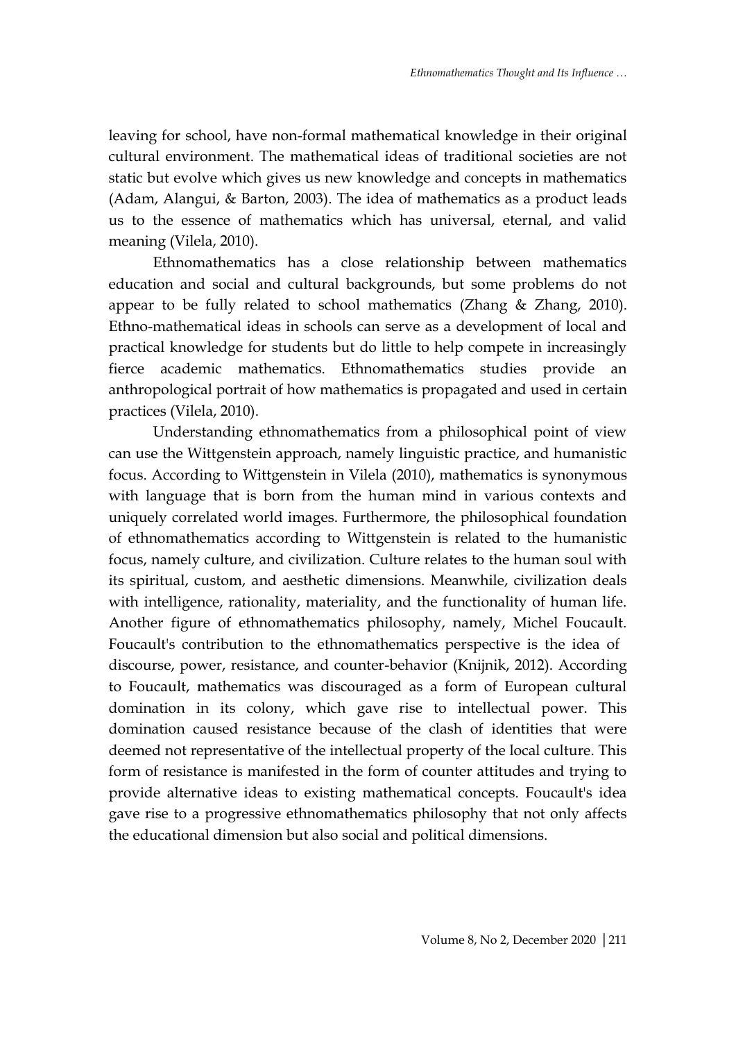leaving for school, have non-formal mathematical knowledge in their original cultural environment. The mathematical ideas of traditional societies are not static but evolve which gives us new knowledge and concepts in mathematics (Adam, Alangui, & Barton, 2003). The idea of mathematics as a product leads us to the essence of mathematics which has universal, eternal, and valid meaning (Vilela, 2010).

Ethnomathematics has a close relationship between mathematics education and social and cultural backgrounds, but some problems do not appear to be fully related to school mathematics (Zhang & Zhang, 2010). Ethno-mathematical ideas in schools can serve as a development of local and practical knowledge for students but do little to help compete in increasingly fierce academic mathematics. Ethnomathematics studies provide an anthropological portrait of how mathematics is propagated and used in certain practices (Vilela, 2010).

Understanding ethnomathematics from a philosophical point of view can use the Wittgenstein approach, namely linguistic practice, and humanistic focus. According to Wittgenstein in Vilela (2010), mathematics is synonymous with language that is born from the human mind in various contexts and uniquely correlated world images. Furthermore, the philosophical foundation of ethnomathematics according to Wittgenstein is related to the humanistic focus, namely culture, and civilization. Culture relates to the human soul with its spiritual, custom, and aesthetic dimensions. Meanwhile, civilization deals with intelligence, rationality, materiality, and the functionality of human life. Another figure of ethnomathematics philosophy, namely, Michel Foucault. Foucault's contribution to the ethnomathematics perspective is the idea of discourse, power, resistance, and counter-behavior (Knijnik, 2012). According to Foucault, mathematics was discouraged as a form of European cultural domination in its colony, which gave rise to intellectual power. This domination caused resistance because of the clash of identities that were deemed not representative of the intellectual property of the local culture. This form of resistance is manifested in the form of counter attitudes and trying to provide alternative ideas to existing mathematical concepts. Foucault's idea gave rise to a progressive ethnomathematics philosophy that not only affects the educational dimension but also social and political dimensions.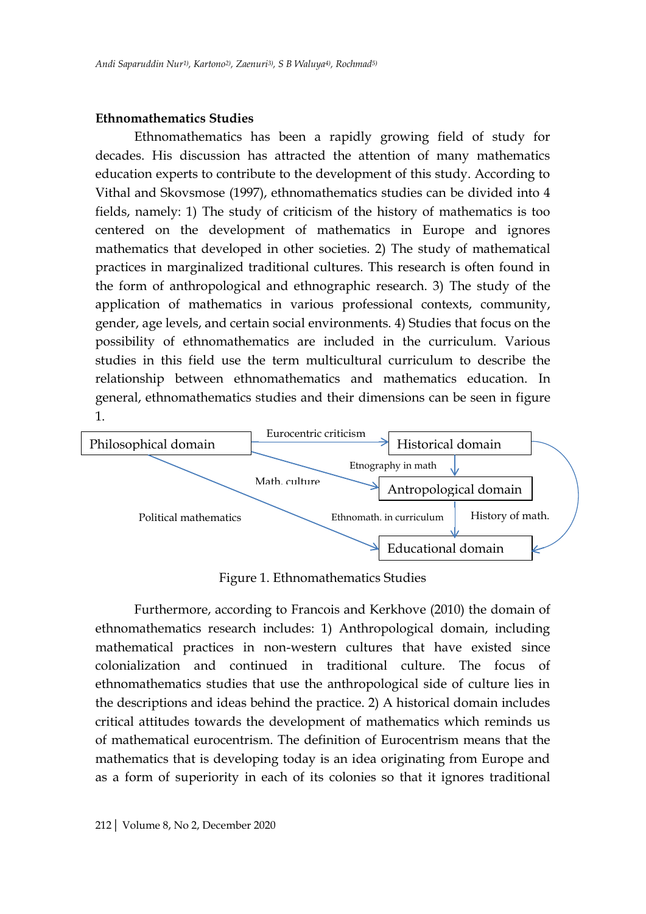**Ethnomathematics Studies**

Ethnomathematics has been a rapidly growing field of study for decades. His discussion has attracted the attention of many mathematics education experts to contribute to the development of this study. According to Vithal and Skovsmose (1997), ethnomathematics studies can be divided into 4 fields, namely: 1) The study of criticism of the history of mathematics is too centered on the development of mathematics in Europe and ignores mathematics that developed in other societies. 2) The study of mathematical practices in marginalized traditional cultures. This research is often found in the form of anthropological and ethnographic research. 3) The study of the application of mathematics in various professional contexts, community, gender, age levels, and certain social environments. 4) Studies that focus on the possibility of ethnomathematics are included in the curriculum. Various studies in this field use the term multicultural curriculum to describe the relationship between ethnomathematics and mathematics education. In general, ethnomathematics studies and their dimensions can be seen in figure 1.

Philosophical domain → (Eurocentric criticism) → Historical domain
Philosophical domain → (Math. culture) → Antropological domain
Philosophical domain → (Political mathematics) → Educational domain
Historical domain → (Etnography in math) → Antropological domain
Antropological domain → (Ethnomath. in curriculum) → Educational domain
Historical domain → (History of math.) → Educational domain

Figure 1. Ethnomathematics Studies

Furthermore, according to Francois and Kerkhove (2010) the domain of ethnomathematics research includes: 1) Anthropological domain, including mathematical practices in non-western cultures that have existed since colonialization and continued in traditional culture. The focus of ethnomathematics studies that use the anthropological side of culture lies in the descriptions and ideas behind the practice. 2) A historical domain includes critical attitudes towards the development of mathematics which reminds us of mathematical eurocentrism. The definition of Eurocentrism means that the mathematics that is developing today is an idea originating from Europe and as a form of superiority in each of its colonies so that it ignores traditional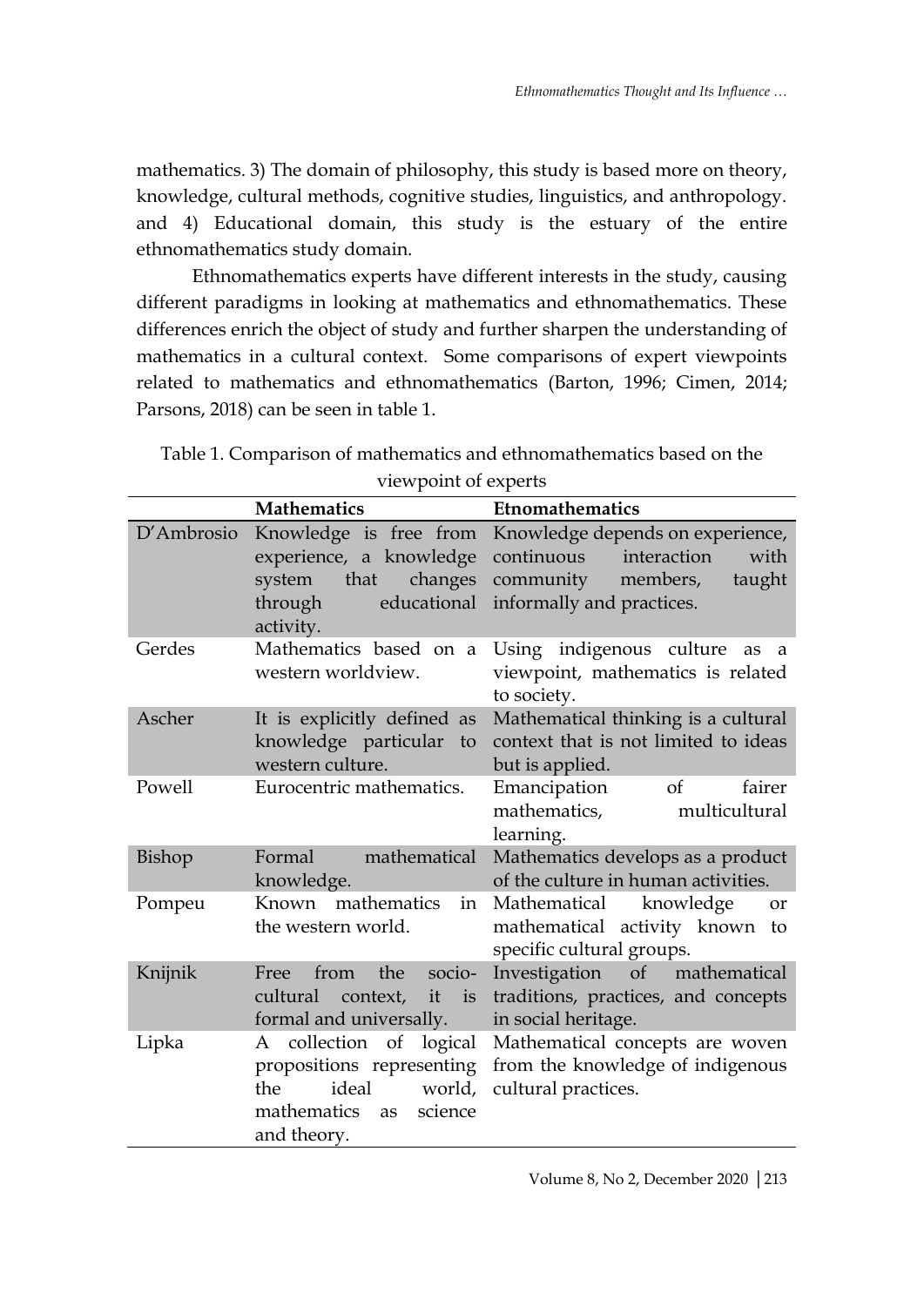mathematics. 3) The domain of philosophy, this study is based more on theory, knowledge, cultural methods, cognitive studies, linguistics, and anthropology. and 4) Educational domain, this study is the estuary of the entire ethnomathematics study domain.

Ethnomathematics experts have different interests in the study, causing different paradigms in looking at mathematics and ethnomathematics. These differences enrich the object of study and further sharpen the understanding of mathematics in a cultural context. Some comparisons of expert viewpoints related to mathematics and ethnomathematics (Barton, 1996; Cimen, 2014; Parsons, 2018) can be seen in table 1.

Table 1. Comparison of mathematics and ethnomathematics based on the viewpoint of experts

| | **Mathematics** | **Etnomathematics** |
|---|---|---|
| D'Ambrosio | Knowledge is free from experience, a knowledge system that changes through educational activity. | Knowledge depends on experience, continuous interaction with community members, taught informally and practices. |
| Gerdes | Mathematics based on a western worldview. | Using indigenous culture as a viewpoint, mathematics is related to society. |
| Ascher | It is explicitly defined as knowledge particular to western culture. | Mathematical thinking is a cultural context that is not limited to ideas but is applied. |
| Powell | Eurocentric mathematics. | Emancipation of fairer mathematics, multicultural learning. |
| Bishop | Formal mathematical knowledge. | Mathematics develops as a product of the culture in human activities. |
| Pompeu | Known mathematics in the western world. | Mathematical knowledge or mathematical activity known to specific cultural groups. |
| Knijnik | Free from the socio-cultural context, it is formal and universally. | Investigation of mathematical traditions, practices, and concepts in social heritage. |
| Lipka | A collection of logical propositions representing the ideal world, mathematics as science and theory. | Mathematical concepts are woven from the knowledge of indigenous cultural practices. |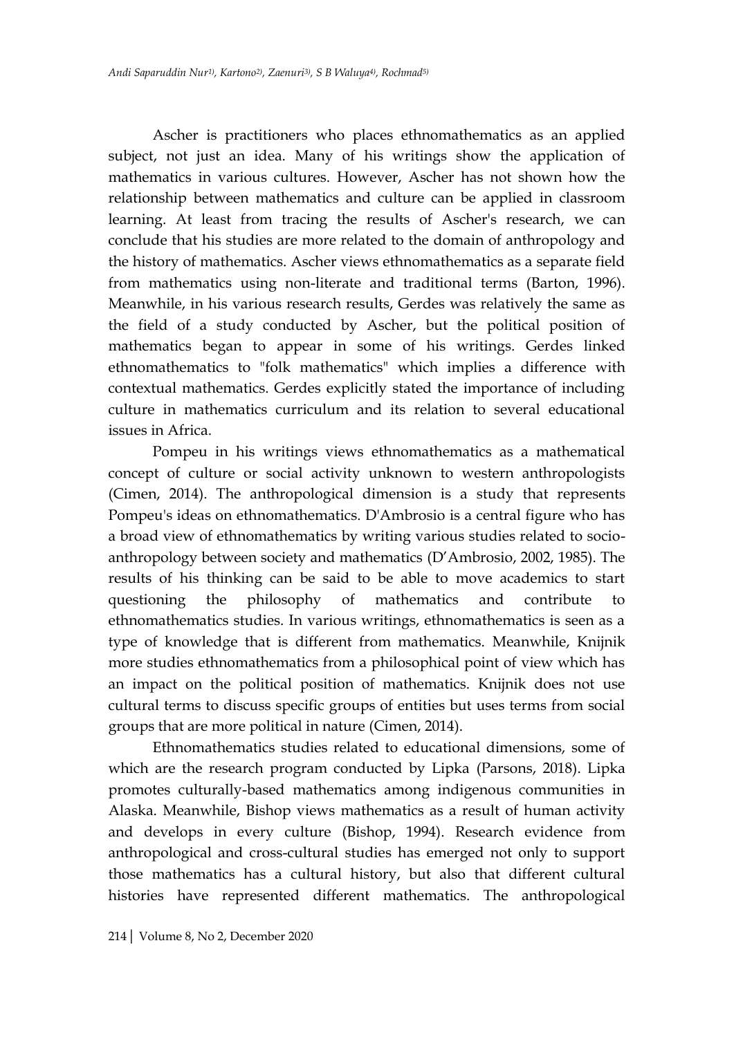Ascher is practitioners who places ethnomathematics as an applied subject, not just an idea. Many of his writings show the application of mathematics in various cultures. However, Ascher has not shown how the relationship between mathematics and culture can be applied in classroom learning. At least from tracing the results of Ascher's research, we can conclude that his studies are more related to the domain of anthropology and the history of mathematics. Ascher views ethnomathematics as a separate field from mathematics using non-literate and traditional terms (Barton, 1996). Meanwhile, in his various research results, Gerdes was relatively the same as the field of a study conducted by Ascher, but the political position of mathematics began to appear in some of his writings. Gerdes linked ethnomathematics to "folk mathematics" which implies a difference with contextual mathematics. Gerdes explicitly stated the importance of including culture in mathematics curriculum and its relation to several educational issues in Africa.

Pompeu in his writings views ethnomathematics as a mathematical concept of culture or social activity unknown to western anthropologists (Cimen, 2014). The anthropological dimension is a study that represents Pompeu's ideas on ethnomathematics. D'Ambrosio is a central figure who has a broad view of ethnomathematics by writing various studies related to socio-anthropology between society and mathematics (D'Ambrosio, 2002, 1985). The results of his thinking can be said to be able to move academics to start questioning the philosophy of mathematics and contribute to ethnomathematics studies. In various writings, ethnomathematics is seen as a type of knowledge that is different from mathematics. Meanwhile, Knijnik more studies ethnomathematics from a philosophical point of view which has an impact on the political position of mathematics. Knijnik does not use cultural terms to discuss specific groups of entities but uses terms from social groups that are more political in nature (Cimen, 2014).

Ethnomathematics studies related to educational dimensions, some of which are the research program conducted by Lipka (Parsons, 2018). Lipka promotes culturally-based mathematics among indigenous communities in Alaska. Meanwhile, Bishop views mathematics as a result of human activity and develops in every culture (Bishop, 1994). Research evidence from anthropological and cross-cultural studies has emerged not only to support those mathematics has a cultural history, but also that different cultural histories have represented different mathematics. The anthropological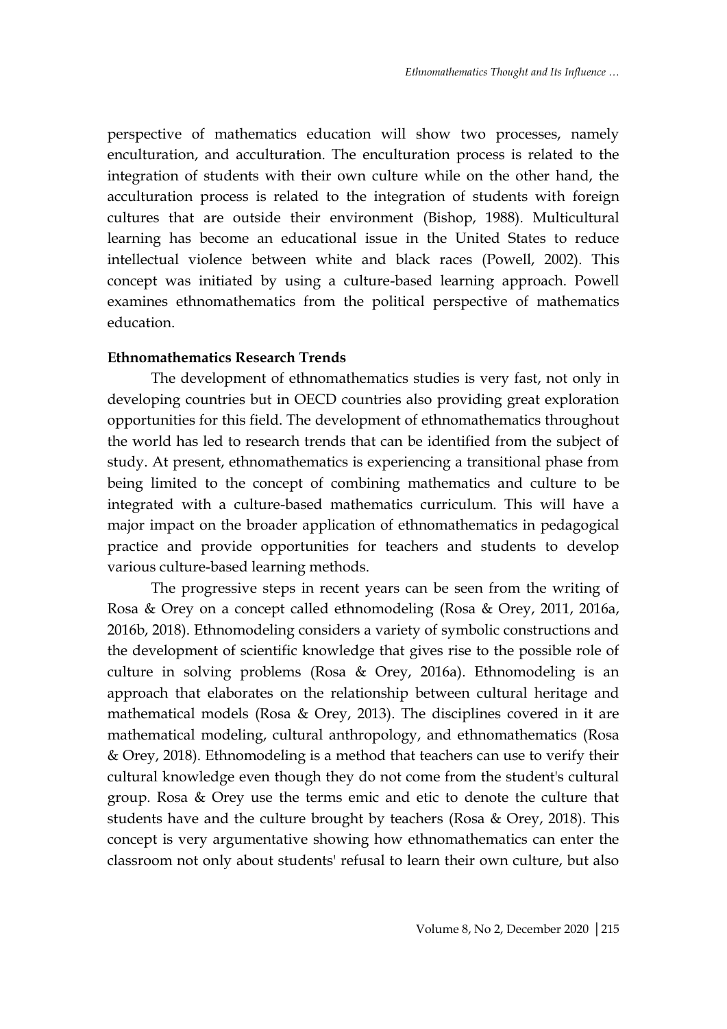perspective of mathematics education will show two processes, namely enculturation, and acculturation. The enculturation process is related to the integration of students with their own culture while on the other hand, the acculturation process is related to the integration of students with foreign cultures that are outside their environment (Bishop, 1988). Multicultural learning has become an educational issue in the United States to reduce intellectual violence between white and black races (Powell, 2002). This concept was initiated by using a culture-based learning approach. Powell examines ethnomathematics from the political perspective of mathematics education.

**Ethnomathematics Research Trends**

The development of ethnomathematics studies is very fast, not only in developing countries but in OECD countries also providing great exploration opportunities for this field. The development of ethnomathematics throughout the world has led to research trends that can be identified from the subject of study. At present, ethnomathematics is experiencing a transitional phase from being limited to the concept of combining mathematics and culture to be integrated with a culture-based mathematics curriculum. This will have a major impact on the broader application of ethnomathematics in pedagogical practice and provide opportunities for teachers and students to develop various culture-based learning methods.

The progressive steps in recent years can be seen from the writing of Rosa & Orey on a concept called ethnomodeling (Rosa & Orey, 2011, 2016a, 2016b, 2018). Ethnomodeling considers a variety of symbolic constructions and the development of scientific knowledge that gives rise to the possible role of culture in solving problems (Rosa & Orey, 2016a). Ethnomodeling is an approach that elaborates on the relationship between cultural heritage and mathematical models (Rosa & Orey, 2013). The disciplines covered in it are mathematical modeling, cultural anthropology, and ethnomathematics (Rosa & Orey, 2018). Ethnomodeling is a method that teachers can use to verify their cultural knowledge even though they do not come from the student's cultural group. Rosa & Orey use the terms emic and etic to denote the culture that students have and the culture brought by teachers (Rosa & Orey, 2018). This concept is very argumentative showing how ethnomathematics can enter the classroom not only about students' refusal to learn their own culture, but also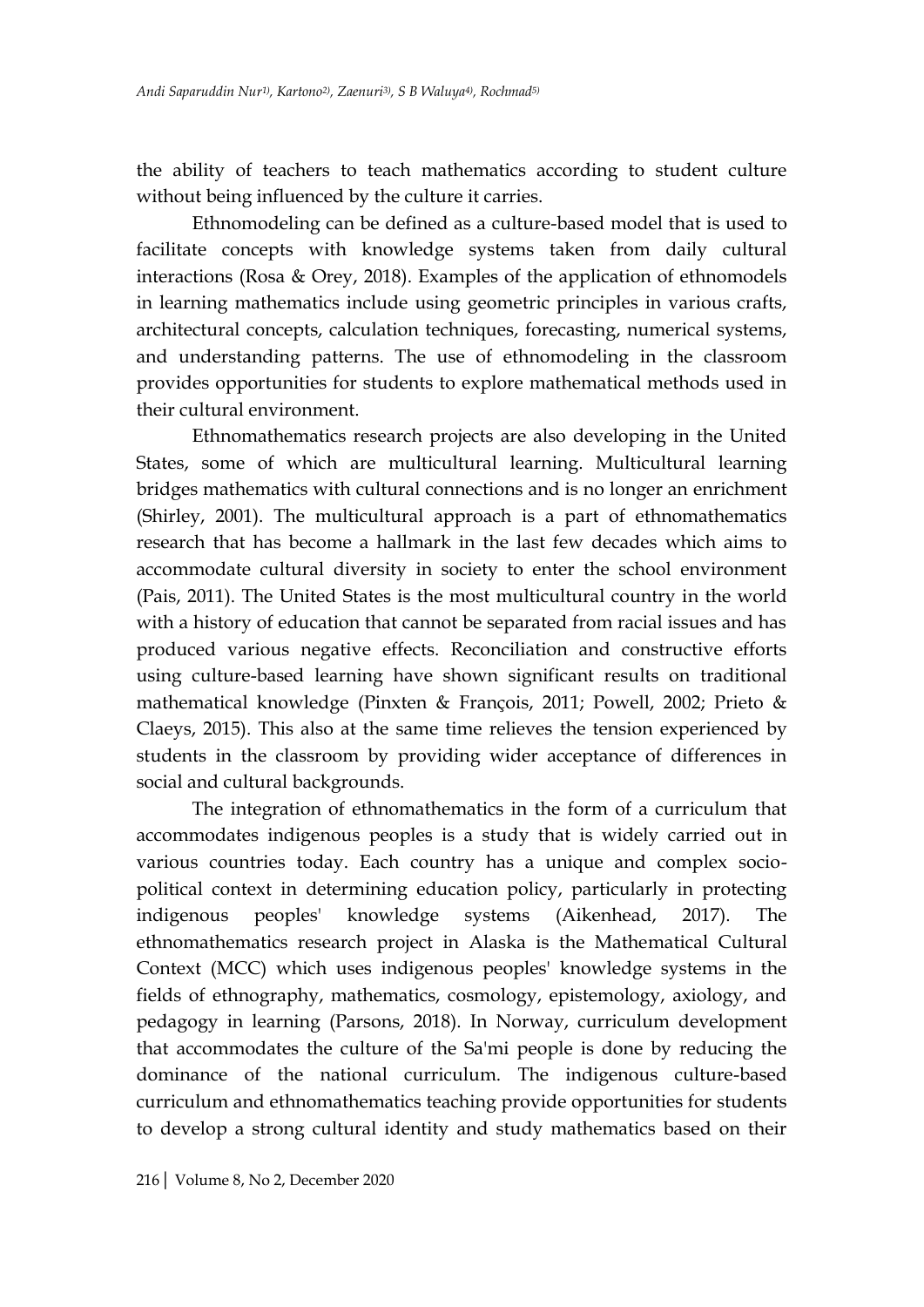the ability of teachers to teach mathematics according to student culture without being influenced by the culture it carries.

Ethnomodeling can be defined as a culture-based model that is used to facilitate concepts with knowledge systems taken from daily cultural interactions (Rosa & Orey, 2018). Examples of the application of ethnomodels in learning mathematics include using geometric principles in various crafts, architectural concepts, calculation techniques, forecasting, numerical systems, and understanding patterns. The use of ethnomodeling in the classroom provides opportunities for students to explore mathematical methods used in their cultural environment.

Ethnomathematics research projects are also developing in the United States, some of which are multicultural learning. Multicultural learning bridges mathematics with cultural connections and is no longer an enrichment (Shirley, 2001). The multicultural approach is a part of ethnomathematics research that has become a hallmark in the last few decades which aims to accommodate cultural diversity in society to enter the school environment (Pais, 2011). The United States is the most multicultural country in the world with a history of education that cannot be separated from racial issues and has produced various negative effects. Reconciliation and constructive efforts using culture-based learning have shown significant results on traditional mathematical knowledge (Pinxten & François, 2011; Powell, 2002; Prieto & Claeys, 2015). This also at the same time relieves the tension experienced by students in the classroom by providing wider acceptance of differences in social and cultural backgrounds.

The integration of ethnomathematics in the form of a curriculum that accommodates indigenous peoples is a study that is widely carried out in various countries today. Each country has a unique and complex socio-political context in determining education policy, particularly in protecting indigenous peoples' knowledge systems (Aikenhead, 2017). The ethnomathematics research project in Alaska is the Mathematical Cultural Context (MCC) which uses indigenous peoples' knowledge systems in the fields of ethnography, mathematics, cosmology, epistemology, axiology, and pedagogy in learning (Parsons, 2018). In Norway, curriculum development that accommodates the culture of the Sa'mi people is done by reducing the dominance of the national curriculum. The indigenous culture-based curriculum and ethnomathematics teaching provide opportunities for students to develop a strong cultural identity and study mathematics based on their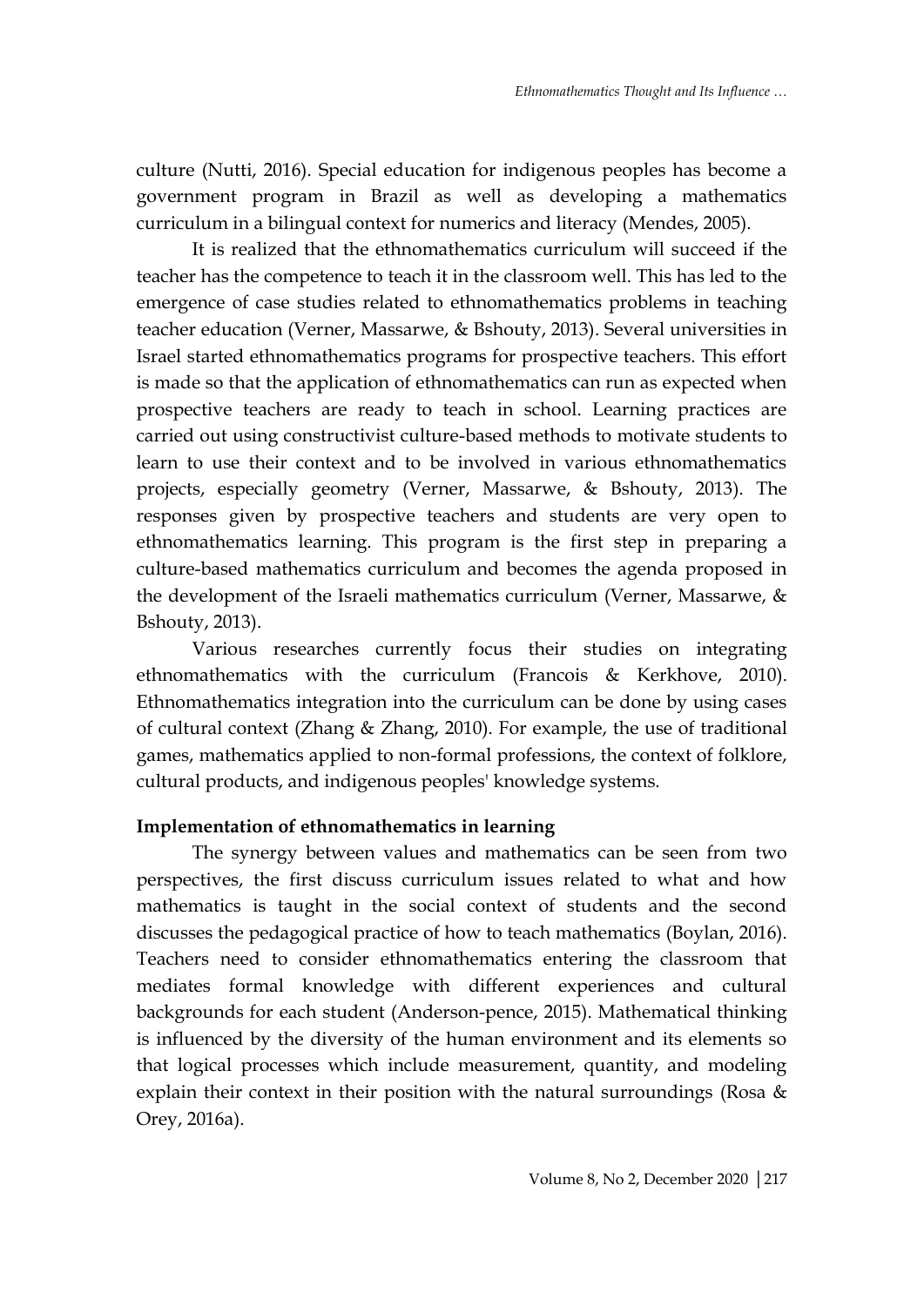culture (Nutti, 2016). Special education for indigenous peoples has become a government program in Brazil as well as developing a mathematics curriculum in a bilingual context for numerics and literacy (Mendes, 2005).

It is realized that the ethnomathematics curriculum will succeed if the teacher has the competence to teach it in the classroom well. This has led to the emergence of case studies related to ethnomathematics problems in teaching teacher education (Verner, Massarwe, & Bshouty, 2013). Several universities in Israel started ethnomathematics programs for prospective teachers. This effort is made so that the application of ethnomathematics can run as expected when prospective teachers are ready to teach in school. Learning practices are carried out using constructivist culture-based methods to motivate students to learn to use their context and to be involved in various ethnomathematics projects, especially geometry (Verner, Massarwe, & Bshouty, 2013). The responses given by prospective teachers and students are very open to ethnomathematics learning. This program is the first step in preparing a culture-based mathematics curriculum and becomes the agenda proposed in the development of the Israeli mathematics curriculum (Verner, Massarwe, & Bshouty, 2013).

Various researches currently focus their studies on integrating ethnomathematics with the curriculum (Francois & Kerkhove, 2010). Ethnomathematics integration into the curriculum can be done by using cases of cultural context (Zhang & Zhang, 2010). For example, the use of traditional games, mathematics applied to non-formal professions, the context of folklore, cultural products, and indigenous peoples' knowledge systems.

**Implementation of ethnomathematics in learning**

The synergy between values and mathematics can be seen from two perspectives, the first discuss curriculum issues related to what and how mathematics is taught in the social context of students and the second discusses the pedagogical practice of how to teach mathematics (Boylan, 2016). Teachers need to consider ethnomathematics entering the classroom that mediates formal knowledge with different experiences and cultural backgrounds for each student (Anderson-pence, 2015). Mathematical thinking is influenced by the diversity of the human environment and its elements so that logical processes which include measurement, quantity, and modeling explain their context in their position with the natural surroundings (Rosa & Orey, 2016a).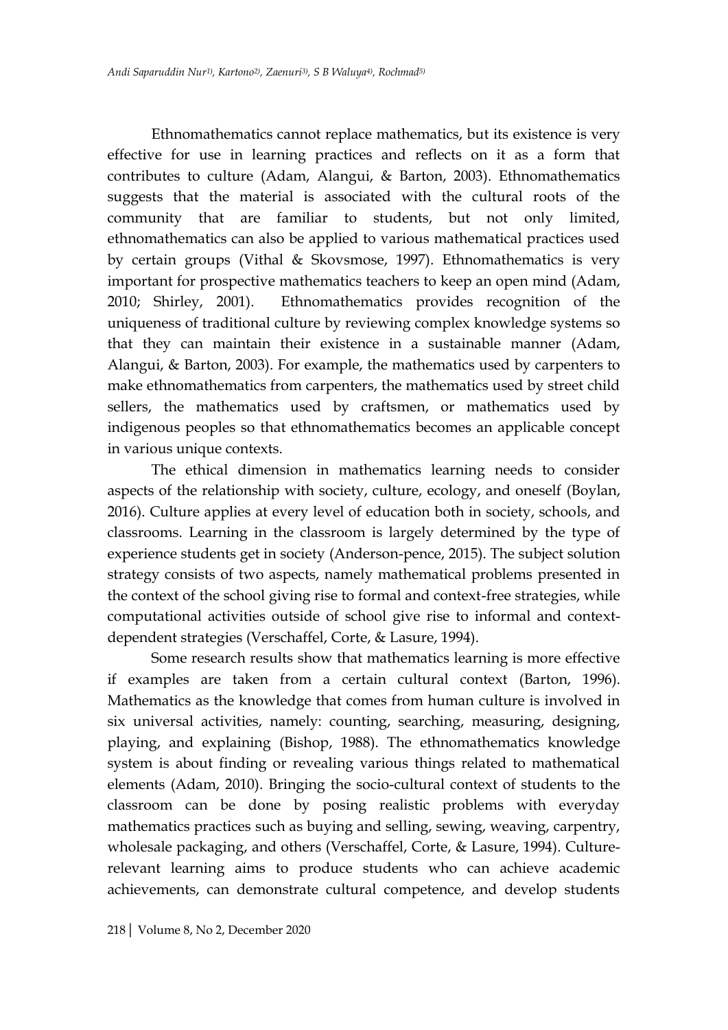Ethnomathematics cannot replace mathematics, but its existence is very effective for use in learning practices and reflects on it as a form that contributes to culture (Adam, Alangui, & Barton, 2003). Ethnomathematics suggests that the material is associated with the cultural roots of the community that are familiar to students, but not only limited, ethnomathematics can also be applied to various mathematical practices used by certain groups (Vithal & Skovsmose, 1997). Ethnomathematics is very important for prospective mathematics teachers to keep an open mind (Adam, 2010; Shirley, 2001). Ethnomathematics provides recognition of the uniqueness of traditional culture by reviewing complex knowledge systems so that they can maintain their existence in a sustainable manner (Adam, Alangui, & Barton, 2003). For example, the mathematics used by carpenters to make ethnomathematics from carpenters, the mathematics used by street child sellers, the mathematics used by craftsmen, or mathematics used by indigenous peoples so that ethnomathematics becomes an applicable concept in various unique contexts.

The ethical dimension in mathematics learning needs to consider aspects of the relationship with society, culture, ecology, and oneself (Boylan, 2016). Culture applies at every level of education both in society, schools, and classrooms. Learning in the classroom is largely determined by the type of experience students get in society (Anderson-pence, 2015). The subject solution strategy consists of two aspects, namely mathematical problems presented in the context of the school giving rise to formal and context-free strategies, while computational activities outside of school give rise to informal and context-dependent strategies (Verschaffel, Corte, & Lasure, 1994).

Some research results show that mathematics learning is more effective if examples are taken from a certain cultural context (Barton, 1996). Mathematics as the knowledge that comes from human culture is involved in six universal activities, namely: counting, searching, measuring, designing, playing, and explaining (Bishop, 1988). The ethnomathematics knowledge system is about finding or revealing various things related to mathematical elements (Adam, 2010). Bringing the socio-cultural context of students to the classroom can be done by posing realistic problems with everyday mathematics practices such as buying and selling, sewing, weaving, carpentry, wholesale packaging, and others (Verschaffel, Corte, & Lasure, 1994). Culture-relevant learning aims to produce students who can achieve academic achievements, can demonstrate cultural competence, and develop students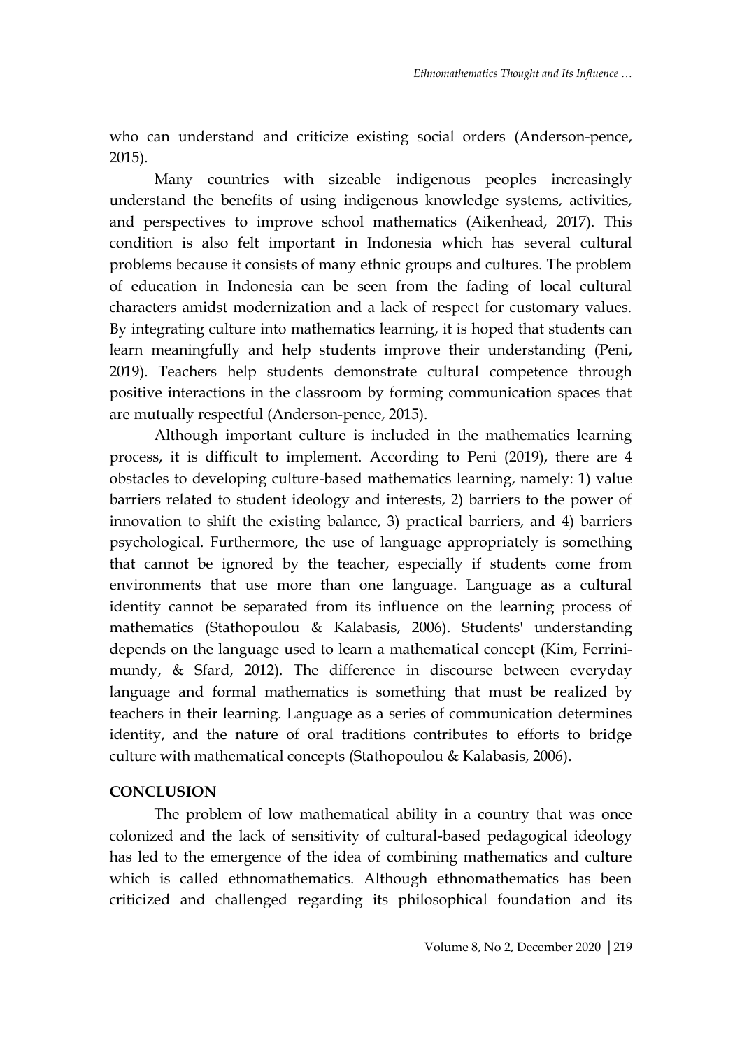who can understand and criticize existing social orders (Anderson-pence, 2015).

Many countries with sizeable indigenous peoples increasingly understand the benefits of using indigenous knowledge systems, activities, and perspectives to improve school mathematics (Aikenhead, 2017). This condition is also felt important in Indonesia which has several cultural problems because it consists of many ethnic groups and cultures. The problem of education in Indonesia can be seen from the fading of local cultural characters amidst modernization and a lack of respect for customary values. By integrating culture into mathematics learning, it is hoped that students can learn meaningfully and help students improve their understanding (Peni, 2019). Teachers help students demonstrate cultural competence through positive interactions in the classroom by forming communication spaces that are mutually respectful (Anderson-pence, 2015).

Although important culture is included in the mathematics learning process, it is difficult to implement. According to Peni (2019), there are 4 obstacles to developing culture-based mathematics learning, namely: 1) value barriers related to student ideology and interests, 2) barriers to the power of innovation to shift the existing balance, 3) practical barriers, and 4) barriers psychological. Furthermore, the use of language appropriately is something that cannot be ignored by the teacher, especially if students come from environments that use more than one language. Language as a cultural identity cannot be separated from its influence on the learning process of mathematics (Stathopoulou & Kalabasis, 2006). Students' understanding depends on the language used to learn a mathematical concept (Kim, Ferrini-mundy, & Sfard, 2012). The difference in discourse between everyday language and formal mathematics is something that must be realized by teachers in their learning. Language as a series of communication determines identity, and the nature of oral traditions contributes to efforts to bridge culture with mathematical concepts (Stathopoulou & Kalabasis, 2006).

## CONCLUSION

The problem of low mathematical ability in a country that was once colonized and the lack of sensitivity of cultural-based pedagogical ideology has led to the emergence of the idea of combining mathematics and culture which is called ethnomathematics. Although ethnomathematics has been criticized and challenged regarding its philosophical foundation and its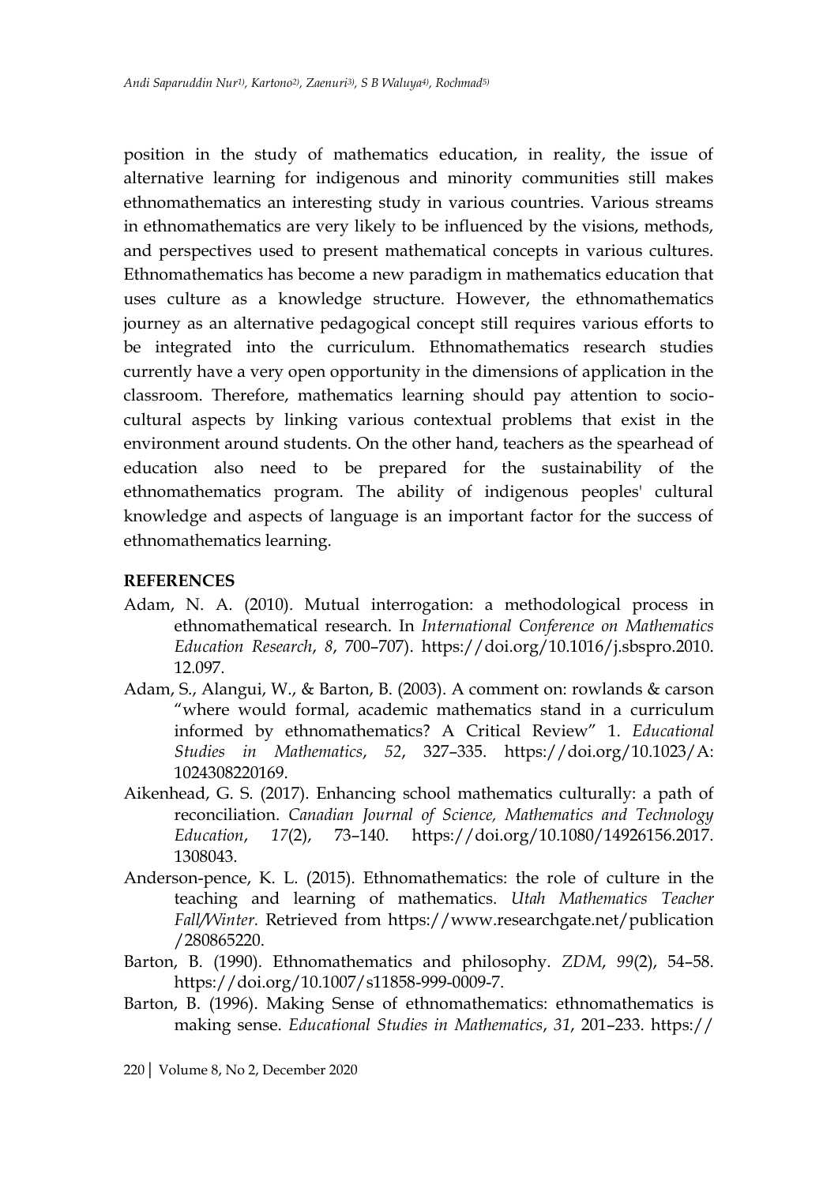position in the study of mathematics education, in reality, the issue of alternative learning for indigenous and minority communities still makes ethnomathematics an interesting study in various countries. Various streams in ethnomathematics are very likely to be influenced by the visions, methods, and perspectives used to present mathematical concepts in various cultures. Ethnomathematics has become a new paradigm in mathematics education that uses culture as a knowledge structure. However, the ethnomathematics journey as an alternative pedagogical concept still requires various efforts to be integrated into the curriculum. Ethnomathematics research studies currently have a very open opportunity in the dimensions of application in the classroom. Therefore, mathematics learning should pay attention to socio-cultural aspects by linking various contextual problems that exist in the environment around students. On the other hand, teachers as the spearhead of education also need to be prepared for the sustainability of the ethnomathematics program. The ability of indigenous peoples' cultural knowledge and aspects of language is an important factor for the success of ethnomathematics learning.

**REFERENCES**

Adam, N. A. (2010). Mutual interrogation: a methodological process in ethnomathematical research. In *International Conference on Mathematics Education Research*, *8*, 700–707). https://doi.org/10.1016/j.sbspro.2010.12.097.

Adam, S., Alangui, W., & Barton, B. (2003). A comment on: rowlands & carson "where would formal, academic mathematics stand in a curriculum informed by ethnomathematics? A Critical Review" 1. *Educational Studies in Mathematics*, *52*, 327–335. https://doi.org/10.1023/A:1024308220169.

Aikenhead, G. S. (2017). Enhancing school mathematics culturally: a path of reconciliation. *Canadian Journal of Science, Mathematics and Technology Education*, *17*(2), 73–140. https://doi.org/10.1080/14926156.2017.1308043.

Anderson-pence, K. L. (2015). Ethnomathematics: the role of culture in the teaching and learning of mathematics. *Utah Mathematics Teacher Fall/Winter.* Retrieved from https://www.researchgate.net/publication/280865220.

Barton, B. (1990). Ethnomathematics and philosophy. *ZDM*, *99*(2), 54–58. https://doi.org/10.1007/s11858-999-0009-7.

Barton, B. (1996). Making Sense of ethnomathematics: ethnomathematics is making sense. *Educational Studies in Mathematics*, *31*, 201–233. https://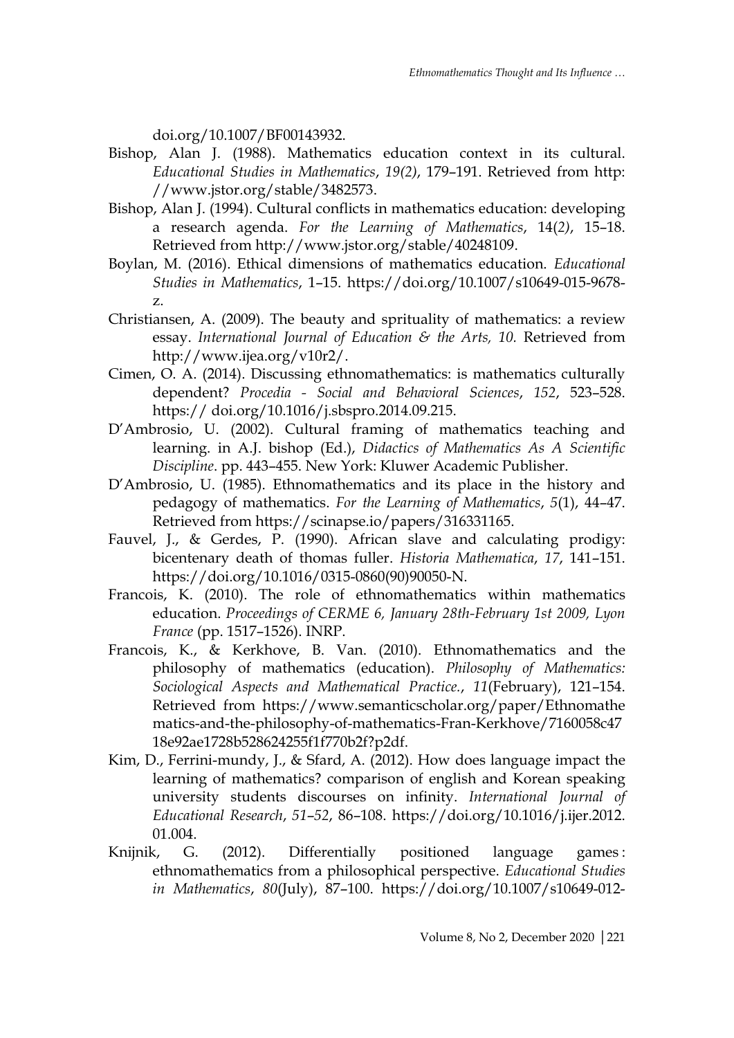doi.org/10.1007/BF00143932.

Bishop, Alan J. (1988). Mathematics education context in its cultural. *Educational Studies in Mathematics*, *19(2)*, 179–191. Retrieved from http: //www.jstor.org/stable/3482573.

Bishop, Alan J. (1994). Cultural conflicts in mathematics education: developing a research agenda. *For the Learning of Mathematics*, 14(*2)*, 15–18. Retrieved from http://www.jstor.org/stable/40248109.

Boylan, M. (2016). Ethical dimensions of mathematics education. *Educational Studies in Mathematics*, 1–15. https://doi.org/10.1007/s10649-015-9678-z.

Christiansen, A. (2009). The beauty and sprituality of mathematics: a review essay. *International Journal of Education & the Arts, 10*. Retrieved from http://www.ijea.org/v10r2/.

Cimen, O. A. (2014). Discussing ethnomathematics: is mathematics culturally dependent? *Procedia - Social and Behavioral Sciences*, *152*, 523–528. https:// doi.org/10.1016/j.sbspro.2014.09.215.

D'Ambrosio, U. (2002). Cultural framing of mathematics teaching and learning. in A.J. bishop (Ed.), *Didactics of Mathematics As A Scientific Discipline*. pp. 443–455. New York: Kluwer Academic Publisher.

D'Ambrosio, U. (1985). Ethnomathematics and its place in the history and pedagogy of mathematics. *For the Learning of Mathematics*, *5*(1), 44–47. Retrieved from https://scinapse.io/papers/316331165.

Fauvel, J., & Gerdes, P. (1990). African slave and calculating prodigy: bicentenary death of thomas fuller. *Historia Mathematica*, *17*, 141–151. https://doi.org/10.1016/0315-0860(90)90050-N.

Francois, K. (2010). The role of ethnomathematics within mathematics education. *Proceedings of CERME 6, January 28th-February 1st 2009, Lyon France* (pp. 1517–1526). INRP.

Francois, K., & Kerkhove, B. Van. (2010). Ethnomathematics and the philosophy of mathematics (education). *Philosophy of Mathematics: Sociological Aspects and Mathematical Practice.*, *11*(February), 121–154. Retrieved from https://www.semanticscholar.org/paper/Ethnomathematics-and-the-philosophy-of-mathematics-Fran-Kerkhove/7160058c4718e92ae1728b528624255f1f770b2f?p2df.

Kim, D., Ferrini-mundy, J., & Sfard, A. (2012). How does language impact the learning of mathematics? comparison of english and Korean speaking university students discourses on infinity. *International Journal of Educational Research*, *51–52*, 86–108. https://doi.org/10.1016/j.ijer.2012.01.004.

Knijnik, G. (2012). Differentially positioned language games : ethnomathematics from a philosophical perspective. *Educational Studies in Mathematics*, *80*(July), 87–100. https://doi.org/10.1007/s10649-012-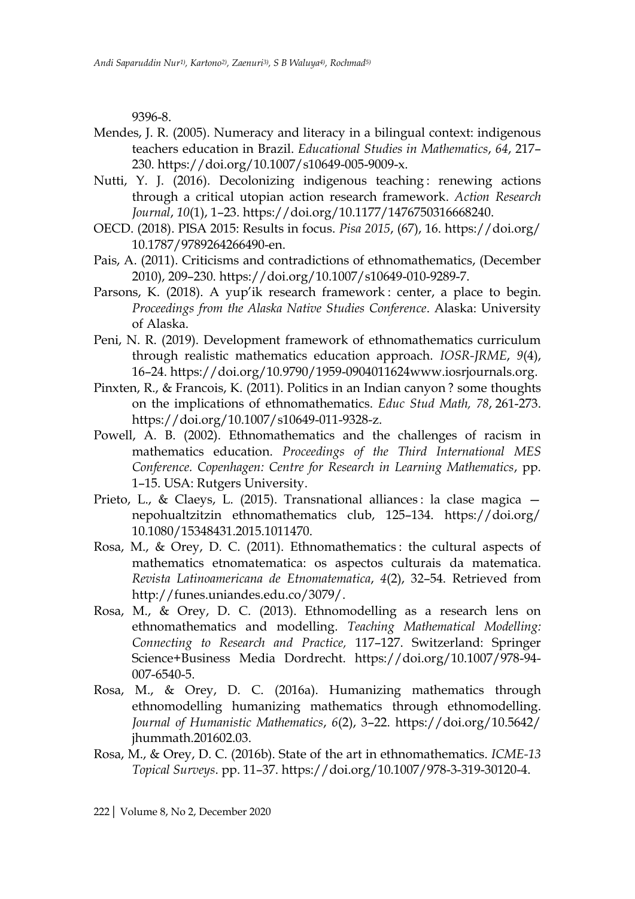9396-8.

Mendes, J. R. (2005). Numeracy and literacy in a bilingual context: indigenous teachers education in Brazil. *Educational Studies in Mathematics*, *64*, 217–230. https://doi.org/10.1007/s10649-005-9009-x.

Nutti, Y. J. (2016). Decolonizing indigenous teaching : renewing actions through a critical utopian action research framework. *Action Research Journal*, *10*(1), 1–23. https://doi.org/10.1177/1476750316668240.

OECD. (2018). PISA 2015: Results in focus. *Pisa 2015*, (67), 16. https://doi.org/10.1787/9789264266490-en.

Pais, A. (2011). Criticisms and contradictions of ethnomathematics, (December 2010), 209–230. https://doi.org/10.1007/s10649-010-9289-7.

Parsons, K. (2018). A yup'ik research framework : center, a place to begin. *Proceedings from the Alaska Native Studies Conference*. Alaska: University of Alaska.

Peni, N. R. (2019). Development framework of ethnomathematics curriculum through realistic mathematics education approach. *IOSR-JRME*, *9*(4), 16–24. https://doi.org/10.9790/1959-0904011624www.iosrjournals.org.

Pinxten, R., & Francois, K. (2011). Politics in an Indian canyon ? some thoughts on the implications of ethnomathematics. *Educ Stud Math, 78*, 261-273. https://doi.org/10.1007/s10649-011-9328-z.

Powell, A. B. (2002). Ethnomathematics and the challenges of racism in mathematics education. *Proceedings of the Third International MES Conference. Copenhagen: Centre for Research in Learning Mathematics*, pp. 1–15. USA: Rutgers University.

Prieto, L., & Claeys, L. (2015). Transnational alliances : la clase magica — nepohualtzitzin ethnomathematics club, 125–134. https://doi.org/10.1080/15348431.2015.1011470.

Rosa, M., & Orey, D. C. (2011). Ethnomathematics : the cultural aspects of mathematics etnomatematica: os aspectos culturais da matematica. *Revista Latinoamericana de Etnomatematica*, *4*(2), 32–54. Retrieved from http://funes.uniandes.edu.co/3079/.

Rosa, M., & Orey, D. C. (2013). Ethnomodelling as a research lens on ethnomathematics and modelling. *Teaching Mathematical Modelling: Connecting to Research and Practice,* 117–127. Switzerland: Springer Science+Business Media Dordrecht. https://doi.org/10.1007/978-94-007-6540-5.

Rosa, M., & Orey, D. C. (2016a). Humanizing mathematics through ethnomodelling humanizing mathematics through ethnomodelling. *Journal of Humanistic Mathematics*, *6*(2), 3–22. https://doi.org/10.5642/jhummath.201602.03.

Rosa, M., & Orey, D. C. (2016b). State of the art in ethnomathematics. *ICME-13 Topical Surveys*. pp. 11–37. https://doi.org/10.1007/978-3-319-30120-4.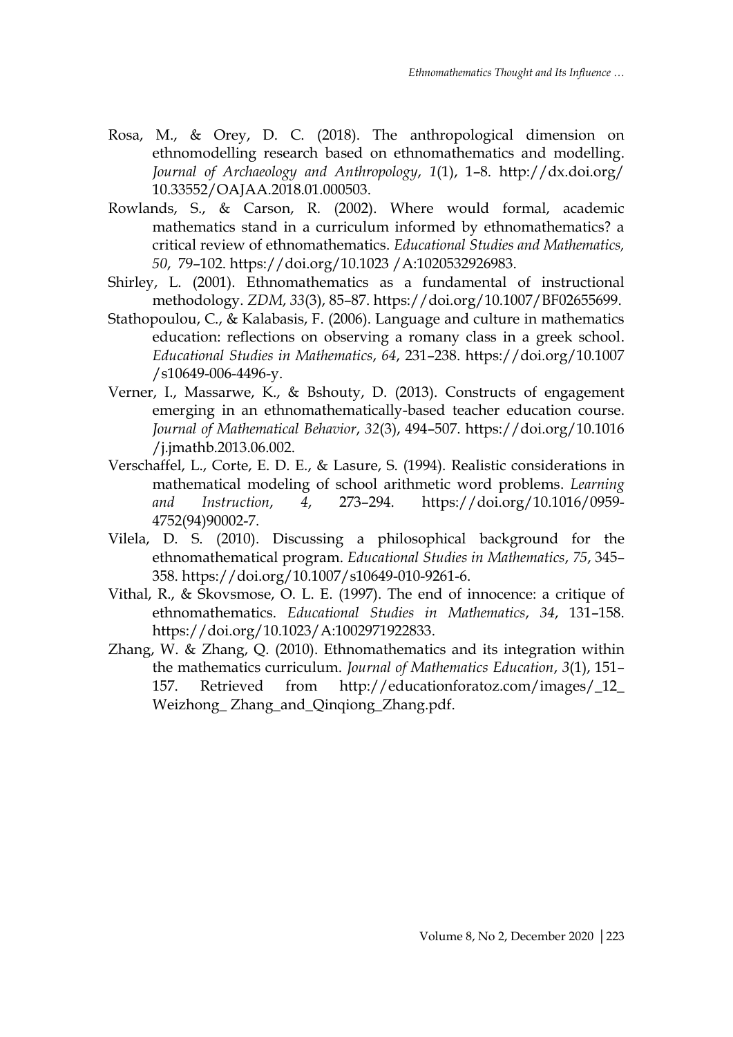Rosa, M., & Orey, D. C. (2018). The anthropological dimension on ethnomodelling research based on ethnomathematics and modelling. *Journal of Archaeology and Anthropology*, *1*(1), 1–8. http://dx.doi.org/10.33552/OAJAA.2018.01.000503.

Rowlands, S., & Carson, R. (2002). Where would formal, academic mathematics stand in a curriculum informed by ethnomathematics? a critical review of ethnomathematics. *Educational Studies and Mathematics, 50*, 79–102. https://doi.org/10.1023 /A:1020532926983.

Shirley, L. (2001). Ethnomathematics as a fundamental of instructional methodology. *ZDM*, *33*(3), 85–87. https://doi.org/10.1007/BF02655699.

Stathopoulou, C., & Kalabasis, F. (2006). Language and culture in mathematics education: reflections on observing a romany class in a greek school. *Educational Studies in Mathematics*, *64*, 231–238. https://doi.org/10.1007 /s10649-006-4496-y.

Verner, I., Massarwe, K., & Bshouty, D. (2013). Constructs of engagement emerging in an ethnomathematically-based teacher education course. *Journal of Mathematical Behavior*, *32*(3), 494–507. https://doi.org/10.1016 /j.jmathb.2013.06.002.

Verschaffel, L., Corte, E. D. E., & Lasure, S. (1994). Realistic considerations in mathematical modeling of school arithmetic word problems. *Learning and Instruction*, *4*, 273–294. https://doi.org/10.1016/0959-4752(94)90002-7.

Vilela, D. S. (2010). Discussing a philosophical background for the ethnomathematical program. *Educational Studies in Mathematics*, *75*, 345–358. https://doi.org/10.1007/s10649-010-9261-6.

Vithal, R., & Skovsmose, O. L. E. (1997). The end of innocence: a critique of ethnomathematics. *Educational Studies in Mathematics*, *34*, 131–158. https://doi.org/10.1023/A:1002971922833.

Zhang, W. & Zhang, Q. (2010). Ethnomathematics and its integration within the mathematics curriculum. *Journal of Mathematics Education*, *3*(1), 151–157. Retrieved from http://educationforatoz.com/images/_12_ Weizhong_ Zhang_and_Qinqiong_Zhang.pdf.